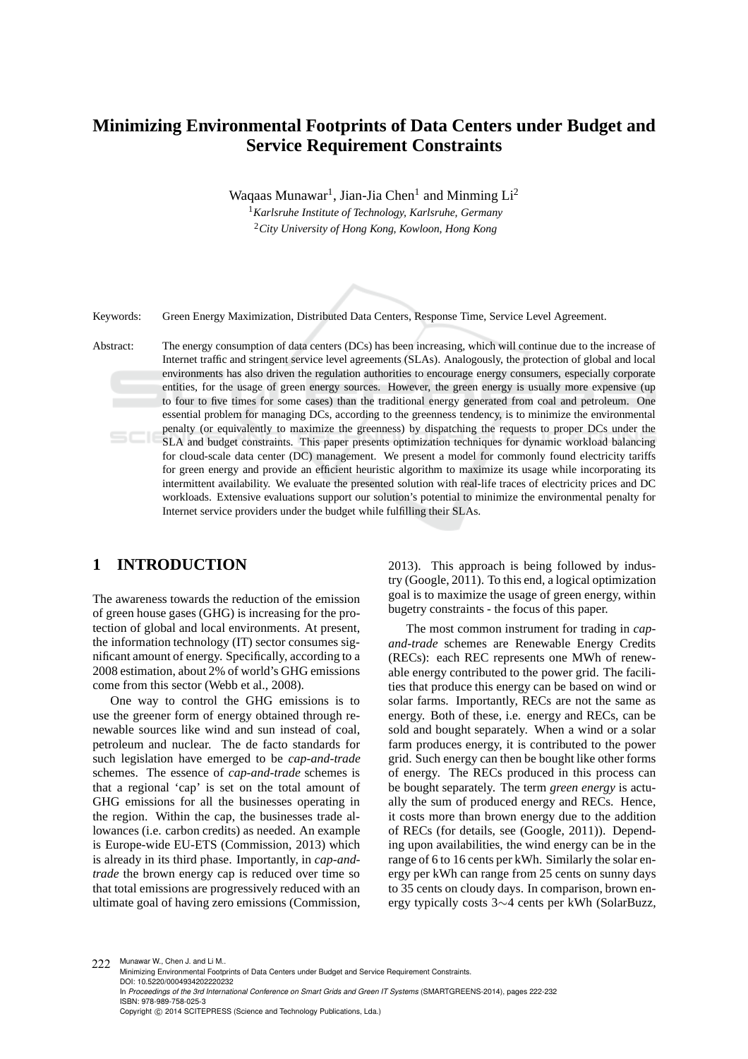# Minimizing Environmental Footprints of Data Centers under Budget and Service Requirement Constraints

Waqaas Munawar[1], Jian-Jia Chen[1] and Minming Li[2]

[1]*Karlsruhe Institute of Technology, Karlsruhe, Germany*

[2]*City University of Hong Kong, Kowloon, Hong Kong*

Keywords: Green Energy Maximization, Distributed Data Centers, Response Time, Service Level Agreement.

Abstract: The energy consumption of data centers (DCs) has been increasing, which will continue due to the increase of Internet traffic and stringent service level agreements (SLAs). Analogously, the protection of global and local environments has also driven the regulation authorities to encourage energy consumers, especially corporate entities, for the usage of green energy sources. However, the green energy is usually more expensive (up to four to five times for some cases) than the traditional energy generated from coal and petroleum. One essential problem for managing DCs, according to the greenness tendency, is to minimize the environmental penalty (or equivalently to maximize the greenness) by dispatching the requests to proper DCs under the SLA and budget constraints. This paper presents optimization techniques for dynamic workload balancing for cloud-scale data center (DC) management. We present a model for commonly found electricity tariffs for green energy and provide an efficient heuristic algorithm to maximize its usage while incorporating its intermittent availability. We evaluate the presented solution with real-life traces of electricity prices and DC workloads. Extensive evaluations support our solution's potential to minimize the environmental penalty for Internet service providers under the budget while fulfilling their SLAs.

## 1 INTRODUCTION

The awareness towards the reduction of the emission of green house gases (GHG) is increasing for the protection of global and local environments. At present, the information technology (IT) sector consumes significant amount of energy. Specifically, according to a 2008 estimation, about 2% of world's GHG emissions come from this sector (Webb et al., 2008).

One way to control the GHG emissions is to use the greener form of energy obtained through renewable sources like wind and sun instead of coal, petroleum and nuclear. The de facto standards for such legislation have emerged to be *cap-and-trade* schemes. The essence of *cap-and-trade* schemes is that a regional 'cap' is set on the total amount of GHG emissions for all the businesses operating in the region. Within the cap, the businesses trade allowances (i.e. carbon credits) as needed. An example is Europe-wide EU-ETS (Commission, 2013) which is already in its third phase. Importantly, in *cap-and-trade* the brown energy cap is reduced over time so that total emissions are progressively reduced with an ultimate goal of having zero emissions (Commission, 2013). This approach is being followed by industry (Google, 2011). To this end, a logical optimization goal is to maximize the usage of green energy, within bugetry constraints - the focus of this paper.

The most common instrument for trading in *cap-and-trade* schemes are Renewable Energy Credits (RECs): each REC represents one MWh of renewable energy contributed to the power grid. The facilities that produce this energy can be based on wind or solar farms. Importantly, RECs are not the same as energy. Both of these, i.e. energy and RECs, can be sold and bought separately. When a wind or a solar farm produces energy, it is contributed to the power grid. Such energy can then be bought like other forms of energy. The RECs produced in this process can be bought separately. The term *green energy* is actually the sum of produced energy and RECs. Hence, it costs more than brown energy due to the addition of RECs (for details, see (Google, 2011)). Depending upon availabilities, the wind energy can be in the range of 6 to 16 cents per kWh. Similarly the solar energy per kWh can range from 25 cents on sunny days to 35 cents on cloudy days. In comparison, brown energy typically costs 3$\sim$4 cents per kWh (SolarBuzz,

Munawar W., Chen J. and Li M..
Minimizing Environmental Footprints of Data Centers under Budget and Service Requirement Constraints.
DOI: 10.5220/0004934202220232
In *Proceedings of the 3rd International Conference on Smart Grids and Green IT Systems* (SMARTGREENS-2014), pages 222-232
ISBN: 978-989-758-025-3
Copyright © 2014 SCITEPRESS (Science and Technology Publications, Lda.)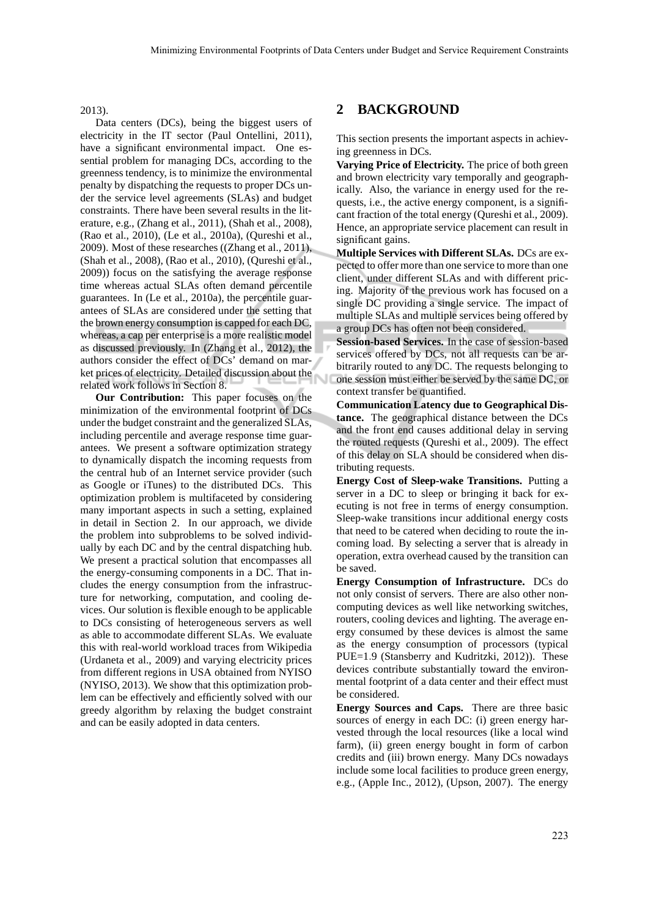2013).

Data centers (DCs), being the biggest users of electricity in the IT sector (Paul Ontellini, 2011), have a significant environmental impact. One essential problem for managing DCs, according to the greenness tendency, is to minimize the environmental penalty by dispatching the requests to proper DCs under the service level agreements (SLAs) and budget constraints. There have been several results in the literature, e.g., (Zhang et al., 2011), (Shah et al., 2008), (Rao et al., 2010), (Le et al., 2010a), (Qureshi et al., 2009). Most of these researches ((Zhang et al., 2011), (Shah et al., 2008), (Rao et al., 2010), (Qureshi et al., 2009)) focus on the satisfying the average response time whereas actual SLAs often demand percentile guarantees. In (Le et al., 2010a), the percentile guarantees of SLAs are considered under the setting that the brown energy consumption is capped for each DC, whereas, a cap per enterprise is a more realistic model as discussed previously. In (Zhang et al., 2012), the authors consider the effect of DCs' demand on market prices of electricity. Detailed discussion about the related work follows in Section 8.

**Our Contribution:** This paper focuses on the minimization of the environmental footprint of DCs under the budget constraint and the generalized SLAs, including percentile and average response time guarantees. We present a software optimization strategy to dynamically dispatch the incoming requests from the central hub of an Internet service provider (such as Google or iTunes) to the distributed DCs. This optimization problem is multifaceted by considering many important aspects in such a setting, explained in detail in Section 2. In our approach, we divide the problem into subproblems to be solved individually by each DC and by the central dispatching hub. We present a practical solution that encompasses all the energy-consuming components in a DC. That includes the energy consumption from the infrastructure for networking, computation, and cooling devices. Our solution is flexible enough to be applicable to DCs consisting of heterogeneous servers as well as able to accommodate different SLAs. We evaluate this with real-world workload traces from Wikipedia (Urdaneta et al., 2009) and varying electricity prices from different regions in USA obtained from NYISO (NYISO, 2013). We show that this optimization problem can be effectively and efficiently solved with our greedy algorithm by relaxing the budget constraint and can be easily adopted in data centers.

# 2 BACKGROUND

This section presents the important aspects in achieving greenness in DCs.

**Varying Price of Electricity.** The price of both green and brown electricity vary temporally and geographically. Also, the variance in energy used for the requests, i.e., the active energy component, is a significant fraction of the total energy (Qureshi et al., 2009). Hence, an appropriate service placement can result in significant gains.

**Multiple Services with Different SLAs.** DCs are expected to offer more than one service to more than one client, under different SLAs and with different pricing. Majority of the previous work has focused on a single DC providing a single service. The impact of multiple SLAs and multiple services being offered by a group DCs has often not been considered.

**Session-based Services.** In the case of session-based services offered by DCs, not all requests can be arbitrarily routed to any DC. The requests belonging to one session must either be served by the same DC, or context transfer be quantified.

**Communication Latency due to Geographical Distance.** The geographical distance between the DCs and the front end causes additional delay in serving the routed requests (Qureshi et al., 2009). The effect of this delay on SLA should be considered when distributing requests.

**Energy Cost of Sleep-wake Transitions.** Putting a server in a DC to sleep or bringing it back for executing is not free in terms of energy consumption. Sleep-wake transitions incur additional energy costs that need to be catered when deciding to route the incoming load. By selecting a server that is already in operation, extra overhead caused by the transition can be saved.

**Energy Consumption of Infrastructure.** DCs do not only consist of servers. There are also other non-computing devices as well like networking switches, routers, cooling devices and lighting. The average energy consumed by these devices is almost the same as the energy consumption of processors (typical PUE=1.9 (Stansberry and Kudritzki, 2012)). These devices contribute substantially toward the environmental footprint of a data center and their effect must be considered.

**Energy Sources and Caps.** There are three basic sources of energy in each DC: (i) green energy harvested through the local resources (like a local wind farm), (ii) green energy bought in form of carbon credits and (iii) brown energy. Many DCs nowadays include some local facilities to produce green energy, e.g., (Apple Inc., 2012), (Upson, 2007). The energy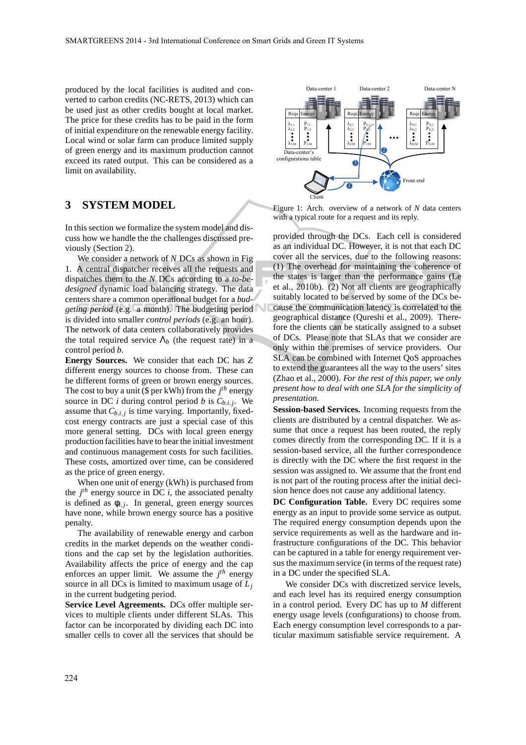produced by the local facilities is audited and converted to carbon credits (NC-RETS, 2013) which can be used just as other credits bought at local market. The price for these credits has to be paid in the form of initial expenditure on the renewable energy facility. Local wind or solar farm can produce limited supply of green energy and its maximum production cannot exceed its rated output. This can be considered as a limit on availability.

## 3 SYSTEM MODEL

In this section we formalize the system model and discuss how we handle the the challenges discussed previously (Section 2).

We consider a network of $N$ DCs as shown in Fig 1. A central dispatcher receives all the requests and dispatches them to the $N$ DCs according to a *to-be-designed* dynamic load balancing strategy. The data centers share a common operational budget for a *budgeting period* (e.g. a month). The budgeting period is divided into smaller *control periods* (e.g. an hour). The network of data centers collaboratively provides the total required service $\Lambda_b$ (the request rate) in a control period $b$.

**Energy Sources.** We consider that each DC has $Z$ different energy sources to choose from. These can be different forms of green or brown energy sources. The cost to buy a unit ($ per kWh) from the $j^{th}$ energy source in DC $i$ during control period $b$ is $C_{b,i,j}$. We assume that $C_{b,i,j}$ is time varying. Importantly, fixed-cost energy contracts are just a special case of this more general setting. DCs with local green energy production facilities have to bear the initial investment and continuous management costs for such facilities. These costs, amortized over time, can be considered as the price of green energy.

When one unit of energy (kWh) is purchased from the $j^{th}$ energy source in DC $i$, the associated penalty is defined as $\phi_{i,j}$. In general, green energy sources have none, while brown energy source has a positive penalty.

The availability of renewable energy and carbon credits in the market depends on the weather conditions and the cap set by the legislation authorities. Availability affects the price of energy and the cap enforces an upper limit. We assume the $j^{th}$ energy source in all DCs is limited to maximum usage of $L_j$ in the current budgeting period.

**Service Level Agreements.** DCs offer multiple services to multiple clients under different SLAs. This factor can be incorporated by dividing each DC into smaller cells to cover all the services that should be provided through the DCs. Each cell is considered as an individual DC. However, it is not that each DC cover all the services, due to the following reasons: (1) The overhead for maintaining the coherence of the states is larger than the performance gains (Le et al., 2010b). (2) Not all clients are geographically suitably located to be served by some of the DCs because the communication latency is correlated to the geographical distance (Qureshi et al., 2009). Therefore the clients can be statically assigned to a subset of DCs. Please note that SLAs that we consider are only within the premises of service providers. Our SLA can be combined with Internet QoS approaches to extend the guarantees all the way to the users' sites (Zhao et al., 2000). *For the rest of this paper, we only present how to deal with one SLA for the simplicity of presentation.*

Figure 1: Arch. overview of a network of $N$ data centers with a typical route for a request and its reply.

**Session-based Services.** Incoming requests from the clients are distributed by a central dispatcher. We assume that once a request has been routed, the reply comes directly from the corresponding DC. If it is a session-based service, all the further correspondence is directly with the DC where the first request in the session was assigned to. We assume that the front end is not part of the routing process after the initial decision hence does not cause any additional latency.

**DC Configuration Table.** Every DC requires some energy as an input to provide some service as output. The required energy consumption depends upon the service requirements as well as the hardware and infrastructure configurations of the DC. This behavior can be captured in a table for energy requirement versus the maximum service (in terms of the request rate) in a DC under the specified SLA.

We consider DCs with discretized service levels, and each level has its required energy consumption in a control period. Every DC has up to $M$ different energy usage levels (configurations) to choose from. Each energy consumption level corresponds to a particular maximum satisfiable service requirement. A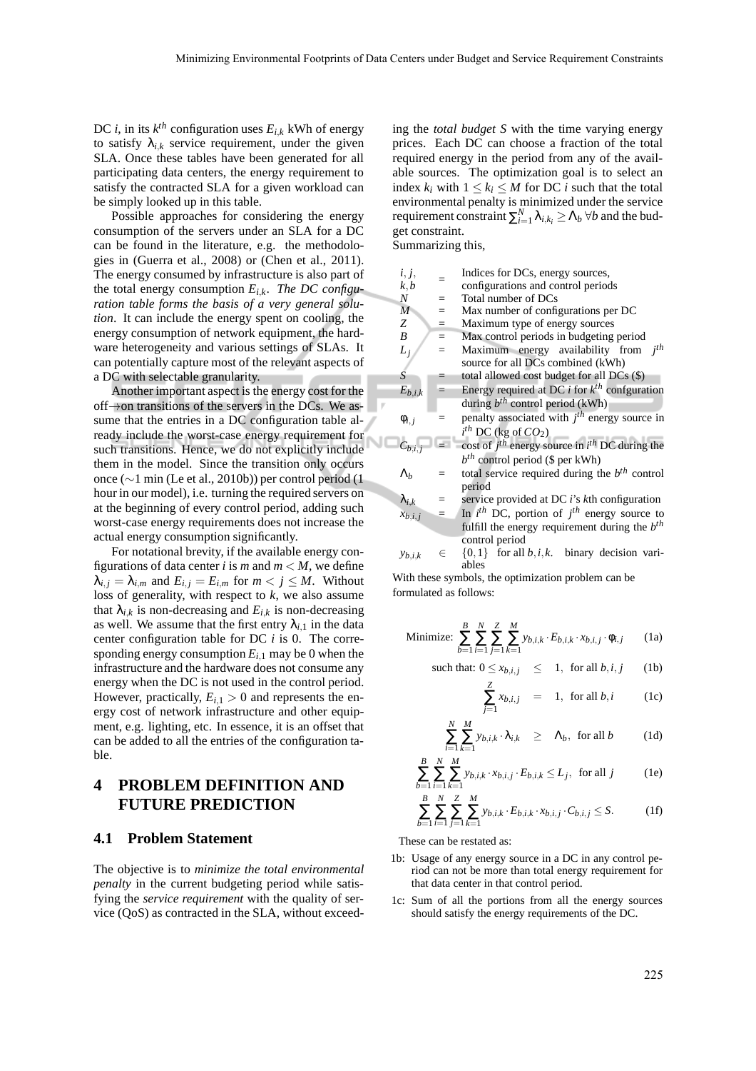DC $i$, in its $k^{th}$ configuration uses $E_{i,k}$ kWh of energy to satisfy $\lambda_{i,k}$ service requirement, under the given SLA. Once these tables have been generated for all participating data centers, the energy requirement to satisfy the contracted SLA for a given workload can be simply looked up in this table.

Possible approaches for considering the energy consumption of the servers under an SLA for a DC can be found in the literature, e.g. the methodologies in (Guerra et al., 2008) or (Chen et al., 2011). The energy consumed by infrastructure is also part of the total energy consumption $E_{i,k}$. *The DC configuration table forms the basis of a very general solution*. It can include the energy spent on cooling, the energy consumption of network equipment, the hardware heterogeneity and various settings of SLAs. It can potentially capture most of the relevant aspects of a DC with selectable granularity.

Another important aspect is the energy cost for the off→on transitions of the servers in the DCs. We assume that the entries in a DC configuration table already include the worst-case energy requirement for such transitions. Hence, we do not explicitly include them in the model. Since the transition only occurs once (∼1 min (Le et al., 2010b)) per control period (1 hour in our model), i.e. turning the required servers on at the beginning of every control period, adding such worst-case energy requirements does not increase the actual energy consumption significantly.

For notational brevity, if the available energy configurations of data center $i$ is $m$ and $m < M$, we define $\lambda_{i,j} = \lambda_{i,m}$ and $E_{i,j} = E_{i,m}$ for $m < j \leq M$. Without loss of generality, with respect to $k$, we also assume that $\lambda_{i,k}$ is non-decreasing and $E_{i,k}$ is non-decreasing as well. We assume that the first entry $\lambda_{i,1}$ in the data center configuration table for DC $i$ is 0. The corresponding energy consumption $E_{i,1}$ may be 0 when the infrastructure and the hardware does not consume any energy when the DC is not used in the control period. However, practically, $E_{i,1} > 0$ and represents the energy cost of network infrastructure and other equipment, e.g. lighting, etc. In essence, it is an offset that can be added to all the entries of the configuration table.

## 4 PROBLEM DEFINITION AND FUTURE PREDICTION

### 4.1 Problem Statement

The objective is to *minimize the total environmental penalty* in the current budgeting period while satisfying the *service requirement* with the quality of service (QoS) as contracted in the SLA, without exceeding the *total budget S* with the time varying energy prices. Each DC can choose a fraction of the total required energy in the period from any of the available sources. The optimization goal is to select an index $k_i$ with $1 \leq k_i \leq M$ for DC $i$ such that the total environmental penalty is minimized under the service requirement constraint $\sum_{i=1}^{N} \lambda_{i,k_i} \geq \Lambda_b \; \forall b$ and the budget constraint.

Summarizing this,

| | | |
|---|---|---|
| $i, j, k, b$ | = | Indices for DCs, energy sources, configurations and control periods |
| $N$ | = | Total number of DCs |
| $M$ | = | Max number of configurations per DC |
| $Z$ | = | Maximum type of energy sources |
| $B$ | = | Max control periods in budgeting period |
| $L_j$ | = | Maximum energy availability from $j^{th}$ source for all DCs combined (kWh) |
| $S$ | = | total allowed cost budget for all DCs ($) |
| $E_{b,i,k}$ | = | Energy required at DC $i$ for $k^{th}$ confguration during $b^{th}$ control period (kWh) |
| $\phi_{i,j}$ | = | penalty associated with $j^{th}$ energy source in $i^{th}$ DC (kg of $CO_2$) |
| $C_{b,i,j}$ | = | cost of $j^{th}$ energy source in $i^{th}$ DC during the $b^{th}$ control period ($ per kWh) |
| $\Lambda_b$ | = | total service required during the $b^{th}$ control period |
| $\lambda_{i,k}$ | = | service provided at DC $i$'s $k$th configuration |
| $x_{b,i,j}$ | = | In $i^{th}$ DC, portion of $j^{th}$ energy source to fulfill the energy requirement during the $b^{th}$ control period |
| $y_{b,i,k}$ | $\in$ | $\{0,1\}$ for all $b,i,k$. binary decision variables |

With these symbols, the optimization problem can be formulated as follows:

$$\text{Minimize: } \sum_{b=1}^{B}\sum_{i=1}^{N}\sum_{j=1}^{Z}\sum_{k=1}^{M} y_{b,i,k} \cdot E_{b,i,k} \cdot x_{b,i,j} \cdot \phi_{i,j} \tag{1a}$$

$$\text{such that: } 0 \leq x_{b,i,j} \leq 1, \text{ for all } b,i,j \tag{1b}$$

$$\sum_{j=1}^{Z} x_{b,i,j} = 1, \text{ for all } b,i \tag{1c}$$

$$\sum_{i=1}^{N}\sum_{k=1}^{M} y_{b,i,k} \cdot \lambda_{i,k} \geq \Lambda_b, \text{ for all } b \tag{1d}$$

$$\sum_{b=1}^{B}\sum_{i=1}^{N}\sum_{k=1}^{M} y_{b,i,k} \cdot x_{b,i,j} \cdot E_{b,i,k} \leq L_j, \text{ for all } j \tag{1e}$$

$$\sum_{b=1}^{B}\sum_{i=1}^{N}\sum_{j=1}^{Z}\sum_{k=1}^{M} y_{b,i,k} \cdot E_{b,i,k} \cdot x_{b,i,j} \cdot C_{b,i,j} \leq S. \tag{1f}$$

These can be restated as:

- 1b: Usage of any energy source in a DC in any control period can not be more than total energy requirement for that data center in that control period.
- 1c: Sum of all the portions from all the energy sources should satisfy the energy requirements of the DC.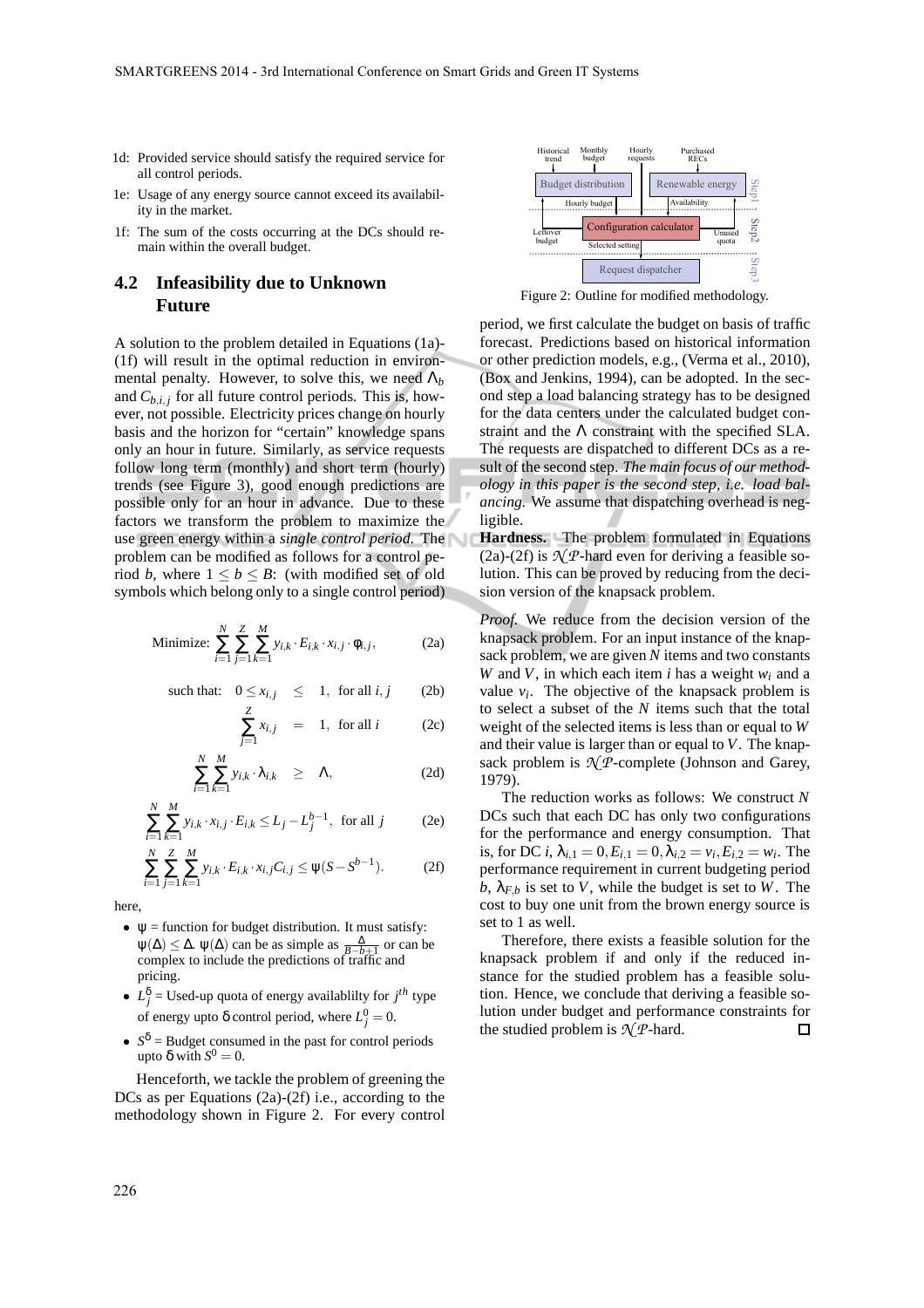1d: Provided service should satisfy the required service for all control periods.

1e: Usage of any energy source cannot exceed its availability in the market.

1f: The sum of the costs occurring at the DCs should remain within the overall budget.

## 4.2 Infeasibility due to Unknown Future

A solution to the problem detailed in Equations (1a)-(1f) will result in the optimal reduction in environmental penalty. However, to solve this, we need $\Lambda_b$ and $C_{b,i,j}$ for all future control periods. This is, however, not possible. Electricity prices change on hourly basis and the horizon for "certain" knowledge spans only an hour in future. Similarly, as service requests follow long term (monthly) and short term (hourly) trends (see Figure 3), good enough predictions are possible only for an hour in advance. Due to these factors we transform the problem to maximize the use green energy within a *single control period*. The problem can be modified as follows for a control period $b$, where $1 \leq b \leq B$: (with modified set of old symbols which belong only to a single control period)

$$\text{Minimize: } \sum_{i=1}^{N}\sum_{j=1}^{Z}\sum_{k=1}^{M} y_{i,k} \cdot E_{i,k} \cdot x_{i,j} \cdot \phi_{i,j}, \tag{2a}$$

$$\text{such that: } \quad 0 \leq x_{i,j} \quad \leq \quad 1, \text{ for all } i,j \tag{2b}$$

$$\sum_{j=1}^{Z} x_{i,j} \quad = \quad 1, \text{ for all } i \tag{2c}$$

$$\sum_{i=1}^{N}\sum_{k=1}^{M} y_{i,k} \cdot \lambda_{i,k} \quad \geq \quad \Lambda, \tag{2d}$$

$$\sum_{i=1}^{N}\sum_{k=1}^{M} y_{i,k} \cdot x_{i,j} \cdot E_{i,k} \leq L_j - L_j^{b-1}, \text{ for all } j \tag{2e}$$

$$\sum_{i=1}^{N}\sum_{j=1}^{Z}\sum_{k=1}^{M} y_{i,k} \cdot E_{i,k} \cdot x_{i,j} C_{i,j} \leq \psi(S - S^{b-1}). \tag{2f}$$

here,

- $\psi$ = function for budget distribution. It must satisfy: $\psi(\Delta) \leq \Delta$. $\psi(\Delta)$ can be as simple as $\frac{\Delta}{B-b+1}$ or can be complex to include the predictions of traffic and pricing.
- $L_j^{\delta}$ = Used-up quota of energy availablilty for $j^{th}$ type of energy upto $\delta$ control period, where $L_j^0 = 0$.
- $S^{\delta}$ = Budget consumed in the past for control periods upto $\delta$ with $S^0 = 0$.

Henceforth, we tackle the problem of greening the DCs as per Equations (2a)-(2f) i.e., according to the methodology shown in Figure 2. For every control period, we first calculate the budget on basis of traffic forecast. Predictions based on historical information or other prediction models, e.g., (Verma et al., 2010), (Box and Jenkins, 1994), can be adopted. In the second step a load balancing strategy has to be designed for the data centers under the calculated budget constraint and the $\Lambda$ constraint with the specified SLA. The requests are dispatched to different DCs as a result of the second step. *The main focus of our methodology in this paper is the second step, i.e. load balancing.* We assume that dispatching overhead is negligible.

Figure 2: Outline for modified methodology.

**Hardness.** The problem formulated in Equations (2a)-(2f) is $\mathcal{NP}$-hard even for deriving a feasible solution. This can be proved by reducing from the decision version of the knapsack problem.

*Proof.* We reduce from the decision version of the knapsack problem. For an input instance of the knapsack problem, we are given $N$ items and two constants $W$ and $V$, in which each item $i$ has a weight $w_i$ and a value $v_i$. The objective of the knapsack problem is to select a subset of the $N$ items such that the total weight of the selected items is less than or equal to $W$ and their value is larger than or equal to $V$. The knapsack problem is $\mathcal{NP}$-complete (Johnson and Garey, 1979).

The reduction works as follows: We construct $N$ DCs such that each DC has only two configurations for the performance and energy consumption. That is, for DC $i$, $\lambda_{i,1} = 0, E_{i,1} = 0, \lambda_{i,2} = v_i, E_{i,2} = w_i$. The performance requirement in current budgeting period $b$, $\lambda_{F,b}$ is set to $V$, while the budget is set to $W$. The cost to buy one unit from the brown energy source is set to 1 as well.

Therefore, there exists a feasible solution for the knapsack problem if and only if the reduced instance for the studied problem has a feasible solution. Hence, we conclude that deriving a feasible solution under budget and performance constraints for the studied problem is $\mathcal{NP}$-hard. $\square$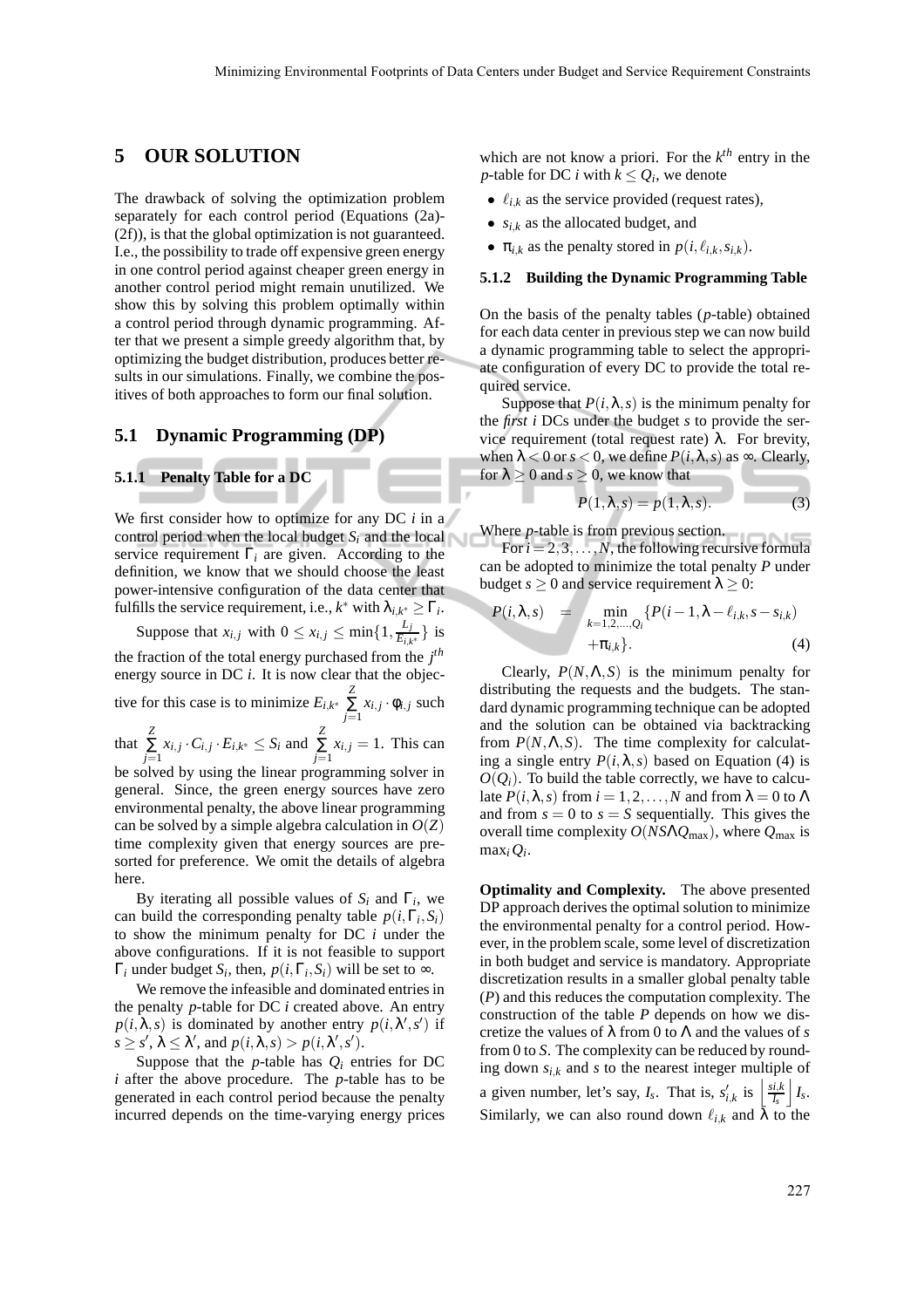# 5 OUR SOLUTION

The drawback of solving the optimization problem separately for each control period (Equations (2a)-(2f)), is that the global optimization is not guaranteed. I.e., the possibility to trade off expensive green energy in one control period against cheaper green energy in another control period might remain unutilized. We show this by solving this problem optimally within a control period through dynamic programming. After that we present a simple greedy algorithm that, by optimizing the budget distribution, produces better results in our simulations. Finally, we combine the positives of both approaches to form our final solution.

## 5.1 Dynamic Programming (DP)

### 5.1.1 Penalty Table for a DC

We first consider how to optimize for any DC $i$ in a control period when the local budget $S_i$ and the local service requirement $\Gamma_i$ are given. According to the definition, we know that we should choose the least power-intensive configuration of the data center that fulfills the service requirement, i.e., $k^*$ with $\lambda_{i,k^*} \geq \Gamma_i$.

Suppose that $x_{i,j}$ with $0 \leq x_{i,j} \leq \min\{1, \frac{L_j}{E_{i,k^*}}\}$ is the fraction of the total energy purchased from the $j^{th}$ energy source in DC $i$. It is now clear that the objective for this case is to minimize $E_{i,k^*} \sum_{j=1}^{Z} x_{i,j} \cdot \phi_{i,j}$ such that $\sum_{j=1}^{Z} x_{i,j} \cdot C_{i,j} \cdot E_{i,k^*} \leq S_i$ and $\sum_{j=1}^{Z} x_{i,j} = 1$. This can be solved by using the linear programming solver in general. Since, the green energy sources have zero environmental penalty, the above linear programming can be solved by a simple algebra calculation in $O(Z)$ time complexity given that energy sources are pre-sorted for preference. We omit the details of algebra here.

By iterating all possible values of $S_i$ and $\Gamma_i$, we can build the corresponding penalty table $p(i,\Gamma_i,S_i)$ to show the minimum penalty for DC $i$ under the above configurations. If it is not feasible to support $\Gamma_i$ under budget $S_i$, then, $p(i,\Gamma_i,S_i)$ will be set to $\infty$.

We remove the infeasible and dominated entries in the penalty $p$-table for DC $i$ created above. An entry $p(i,\lambda,s)$ is dominated by another entry $p(i,\lambda',s')$ if $s \geq s'$, $\lambda \leq \lambda'$, and $p(i,\lambda,s) > p(i,\lambda',s')$.

Suppose that the $p$-table has $Q_i$ entries for DC $i$ after the above procedure. The $p$-table has to be generated in each control period because the penalty incurred depends on the time-varying energy prices which are not know a priori. For the $k^{th}$ entry in the $p$-table for DC $i$ with $k \leq Q_i$, we denote

- $\ell_{i,k}$ as the service provided (request rates),
- $s_{i,k}$ as the allocated budget, and
- $\pi_{i,k}$ as the penalty stored in $p(i,\ell_{i,k},s_{i,k})$.

### 5.1.2 Building the Dynamic Programming Table

On the basis of the penalty tables ($p$-table) obtained for each data center in previous step we can now build a dynamic programming table to select the appropriate configuration of every DC to provide the total required service.

Suppose that $P(i,\lambda,s)$ is the minimum penalty for the *first* $i$ DCs under the budget $s$ to provide the service requirement (total request rate) $\lambda$. For brevity, when $\lambda < 0$ or $s < 0$, we define $P(i,\lambda,s)$ as $\infty$. Clearly, for $\lambda \geq 0$ and $s \geq 0$, we know that

$$P(1,\lambda,s) = p(1,\lambda,s). \tag{3}$$

Where $p$-table is from previous section.

For $i = 2,3,\ldots,N$, the following recursive formula can be adopted to minimize the total penalty $P$ under budget $s \geq 0$ and service requirement $\lambda \geq 0$:

$$P(i,\lambda,s) = \min_{k=1,2,\ldots,Q_i} \{P(i-1,\lambda-\ell_{i,k},s-s_{i,k}) + \pi_{i,k}\}. \tag{4}$$

Clearly, $P(N,\Lambda,S)$ is the minimum penalty for distributing the requests and the budgets. The standard dynamic programming technique can be adopted and the solution can be obtained via backtracking from $P(N,\Lambda,S)$. The time complexity for calculating a single entry $P(i,\lambda,s)$ based on Equation (4) is $O(Q_i)$. To build the table correctly, we have to calculate $P(i,\lambda,s)$ from $i = 1,2,\ldots,N$ and from $\lambda = 0$ to $\Lambda$ and from $s = 0$ to $s = S$ sequentially. This gives the overall time complexity $O(NS\Lambda Q_{\max})$, where $Q_{\max}$ is $\max_i Q_i$.

**Optimality and Complexity.** The above presented DP approach derives the optimal solution to minimize the environmental penalty for a control period. However, in the problem scale, some level of discretization in both budget and service is mandatory. Appropriate discretization results in a smaller global penalty table ($P$) and this reduces the computation complexity. The construction of the table $P$ depends on how we discretize the values of $\lambda$ from 0 to $\Lambda$ and the values of $s$ from 0 to $S$. The complexity can be reduced by rounding down $s_{i,k}$ and $s$ to the nearest integer multiple of a given number, let's say, $I_s$. That is, $s'_{i,k}$ is $\left\lfloor \frac{s_{i,k}}{I_s} \right\rfloor I_s$. Similarly, we can also round down $\ell_{i,k}$ and $\lambda$ to the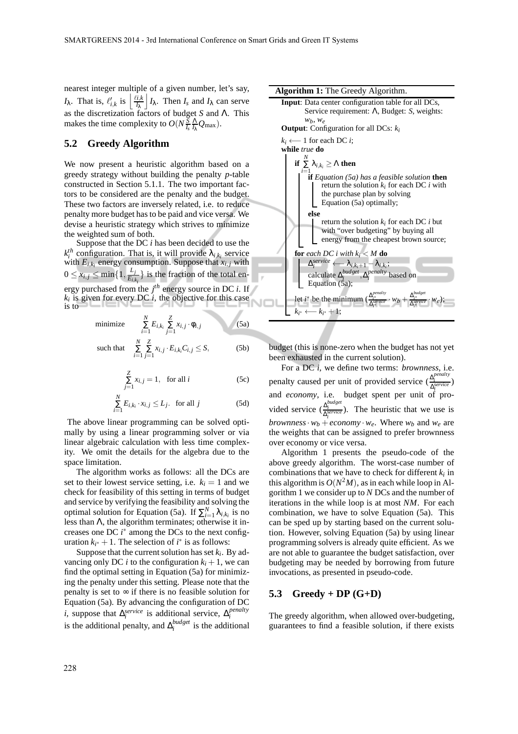nearest integer multiple of a given number, let's say, $I_\lambda$. That is, $\ell'_{i,k}$ is $\left\lfloor \frac{\ell_{i,k}}{I_\lambda} \right\rfloor I_\lambda$. Then $I_s$ and $I_\lambda$ can serve as the discretization factors of budget $S$ and $\Lambda$. This makes the time complexity to $O(N \frac{S}{I_s} \frac{\Lambda}{I_\lambda} Q_{\max})$.

## 5.2 Greedy Algorithm

We now present a heuristic algorithm based on a greedy strategy without building the penalty $p$-table constructed in Section 5.1.1. The two important factors to be considered are the penalty and the budget. These two factors are inversely related, i.e. to reduce penalty more budget has to be paid and vice versa. We devise a heuristic strategy which strives to minimize the weighted sum of both.

Suppose that the DC $i$ has been decided to use the $k_i^{th}$ configuration. That is, it will provide $\lambda_{i,k_i}$ service with $E_{i,k_i}$ energy consumption. Suppose that $x_{i,j}$ with $0 \leq x_{i,j} \leq \min\{1, \frac{L_j}{E_{i,k_i}}\}$ is the fraction of the total energy purchased from the $j^{th}$ energy source in DC $i$. If $k_i$ is given for every DC $i$, the objective for this case is to

$$\text{minimize} \quad \sum_{i=1}^{N} E_{i,k_i} \sum_{j=1}^{Z} x_{i,j} \cdot \phi_{i,j} \tag{5a}$$

$$\text{such that} \quad \sum_{i=1}^{N} \sum_{j=1}^{Z} x_{i,j} \cdot E_{i,k_i} C_{i,j} \leq S, \tag{5b}$$

$$\sum_{j=1}^{Z} x_{i,j} = 1, \quad \text{for all } i \tag{5c}$$

$$\sum_{i=1}^{N} E_{i,k_i} \cdot x_{i,j} \leq L_j. \quad \text{for all } j \tag{5d}$$

The above linear programming can be solved optimally by using a linear programming solver or via linear algebraic calculation with less time complexity. We omit the details for the algebra due to the space limitation.

The algorithm works as follows: all the DCs are set to their lowest service setting, i.e. $k_i = 1$ and we check for feasibility of this setting in terms of budget and service by verifying the feasibility and solving the optimal solution for Equation (5a). If $\sum_{i=1}^{N} \lambda_{i,k_i}$ is no less than $\Lambda$, the algorithm terminates; otherwise it increases one DC $i^*$ among the DCs to the next configuration $k_{i^*} + 1$. The selection of $i^*$ is as follows:

Suppose that the current solution has set $k_i$. By advancing only DC $i$ to the configuration $k_i + 1$, we can find the optimal setting in Equation (5a) for minimizing the penalty under this setting. Please note that the penalty is set to $\infty$ if there is no feasible solution for Equation (5a). By advancing the configuration of DC $i$, suppose that $\Delta_i^{service}$ is additional service, $\Delta_i^{penalty}$ is the additional penalty, and $\Delta_i^{budget}$ is the additional budget (this is none-zero when the budget has not yet been exhausted in the current solution).

For a DC $i$, we define two terms: *brownness*, i.e. penalty caused per unit of provided service ($\frac{\Delta_i^{penalty}}{\Delta_i^{service}}$) and *economy*, i.e. budget spent per unit of provided service ($\frac{\Delta_i^{budget}}{\Delta_i^{service}}$). The heuristic that we use is $brownness \cdot w_b + economy \cdot w_e$. Where $w_b$ and $w_e$ are the weights that can be assigned to prefer brownness over economy or vice versa.

Algorithm 1 presents the pseudo-code of the above greedy algorithm. The worst-case number of combinations that we have to check for different $k_i$ in this algorithm is $O(N^2 M)$, as in each while loop in Algorithm 1 we consider up to $N$ DCs and the number of iterations in the while loop is at most $NM$. For each combination, we have to solve Equation (5a). This can be sped up by starting based on the current solution. However, solving Equation (5a) by using linear programming solvers is already quite efficient. As we are not able to guarantee the budget satisfaction, over budgeting may be needed by borrowing from future invocations, as presented in pseudo-code.

**Algorithm 1:** The Greedy Algorithm.

```
Input: Data center configuration table for all DCs,
       Service requirement: Λ, Budget: S, weights:
       w_b, w_e
Output: Configuration for all DCs: k_i
k_i ⟵ 1 for each DC i;
while true do
    if Σ_{i=1}^{N} λ_{i,k_i} ≥ Λ then
        if Equation (5a) has a feasible solution then
            return the solution k_i for each DC i with
            the purchase plan by solving
            Equation (5a) optimally;
        else
            return the solution k_i for each DC i but
            with "over budgeting" by buying all
            energy from the cheapest brown source;
    for each DC i with k_i < M do
        Δ_i^service ⟵ λ_{i,k_i+1} − λ_{i,k_i};
        calculate Δ_i^budget, Δ_i^penalty based on
        Equation (5a);
    let i* be the minimum (Δ_{i*}^penalty / Δ_{i*}^service · w_b + Δ_{i*}^budget / Δ_{i*}^service · w_e);
    k_{i*} ⟵ k_{i*} + 1;
```

## 5.3 Greedy + DP (G+D)

The greedy algorithm, when allowed over-budgeting, guarantees to find a feasible solution, if there exists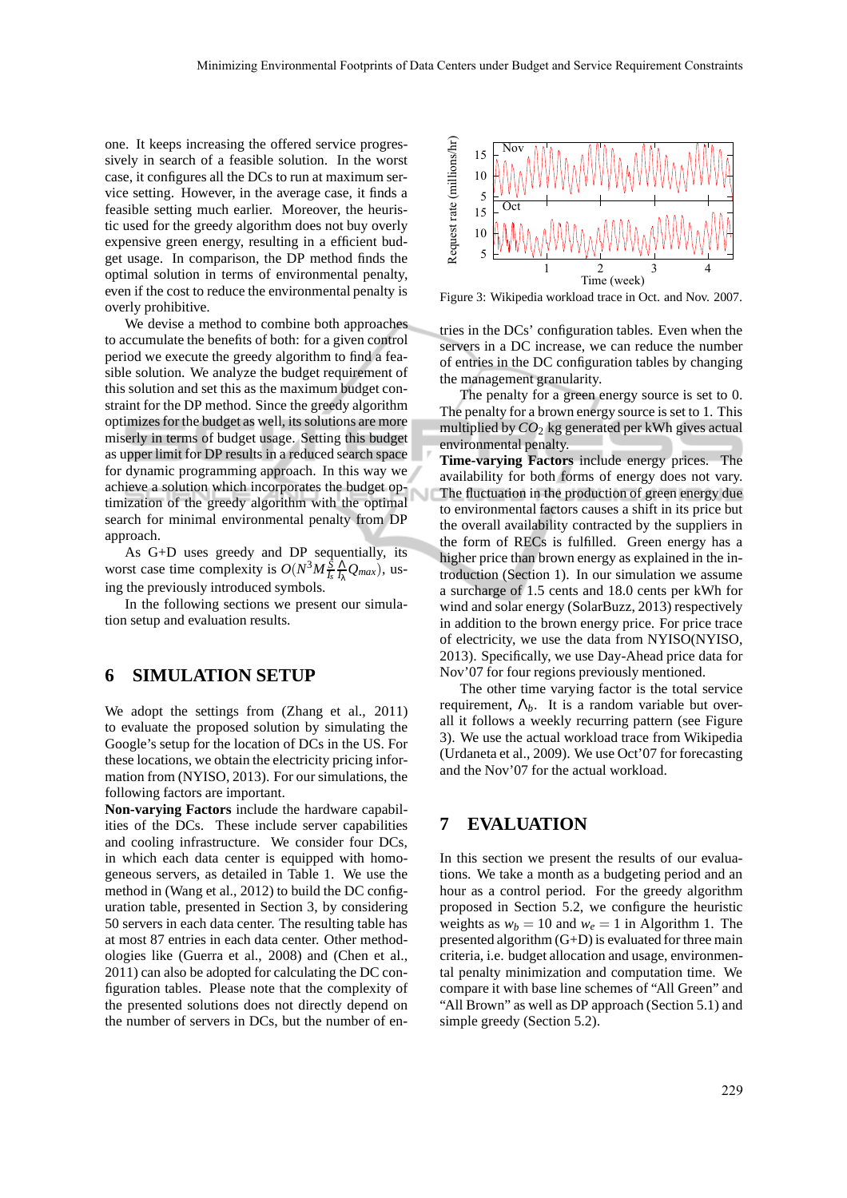one. It keeps increasing the offered service progressively in search of a feasible solution. In the worst case, it configures all the DCs to run at maximum service setting. However, in the average case, it finds a feasible setting much earlier. Moreover, the heuristic used for the greedy algorithm does not buy overly expensive green energy, resulting in a efficient budget usage. In comparison, the DP method finds the optimal solution in terms of environmental penalty, even if the cost to reduce the environmental penalty is overly prohibitive.

We devise a method to combine both approaches to accumulate the benefits of both: for a given control period we execute the greedy algorithm to find a feasible solution. We analyze the budget requirement of this solution and set this as the maximum budget constraint for the DP method. Since the greedy algorithm optimizes for the budget as well, its solutions are more miserly in terms of budget usage. Setting this budget as upper limit for DP results in a reduced search space for dynamic programming approach. In this way we achieve a solution which incorporates the budget optimization of the greedy algorithm with the optimal search for minimal environmental penalty from DP approach.

As G+D uses greedy and DP sequentially, its worst case time complexity is $O(N^3 M \frac{S}{I_s} \frac{\Lambda}{I_\lambda} Q_{max})$, using the previously introduced symbols.

In the following sections we present our simulation setup and evaluation results.

## 6 SIMULATION SETUP

We adopt the settings from (Zhang et al., 2011) to evaluate the proposed solution by simulating the Google's setup for the location of DCs in the US. For these locations, we obtain the electricity pricing information from (NYISO, 2013). For our simulations, the following factors are important.

**Non-varying Factors** include the hardware capabilities of the DCs. These include server capabilities and cooling infrastructure. We consider four DCs, in which each data center is equipped with homogeneous servers, as detailed in Table 1. We use the method in (Wang et al., 2012) to build the DC configuration table, presented in Section 3, by considering 50 servers in each data center. The resulting table has at most 87 entries in each data center. Other methodologies like (Guerra et al., 2008) and (Chen et al., 2011) can also be adopted for calculating the DC configuration tables. Please note that the complexity of the presented solutions does not directly depend on the number of servers in DCs, but the number of entries in the DCs' configuration tables. Even when the servers in a DC increase, we can reduce the number of entries in the DC configuration tables by changing the management granularity.

The penalty for a green energy source is set to 0. The penalty for a brown energy source is set to 1. This multiplied by $CO_2$ kg generated per kWh gives actual environmental penalty.

**Time-varying Factors** include energy prices. The availability for both forms of energy does not vary. The fluctuation in the production of green energy due to environmental factors causes a shift in its price but the overall availability contracted by the suppliers in the form of RECs is fulfilled. Green energy has a higher price than brown energy as explained in the introduction (Section 1). In our simulation we assume a surcharge of 1.5 cents and 18.0 cents per kWh for wind and solar energy (SolarBuzz, 2013) respectively in addition to the brown energy price. For price trace of electricity, we use the data from NYISO(NYISO, 2013). Specifically, we use Day-Ahead price data for Nov'07 for four regions previously mentioned.

The other time varying factor is the total service requirement, $\Lambda_b$. It is a random variable but overall it follows a weekly recurring pattern (see Figure 3). We use the actual workload trace from Wikipedia (Urdaneta et al., 2009). We use Oct'07 for forecasting and the Nov'07 for the actual workload.

Figure 3: Wikipedia workload trace in Oct. and Nov. 2007.

## 7 EVALUATION

In this section we present the results of our evaluations. We take a month as a budgeting period and an hour as a control period. For the greedy algorithm proposed in Section 5.2, we configure the heuristic weights as $w_b = 10$ and $w_e = 1$ in Algorithm 1. The presented algorithm (G+D) is evaluated for three main criteria, i.e. budget allocation and usage, environmental penalty minimization and computation time. We compare it with base line schemes of "All Green" and "All Brown" as well as DP approach (Section 5.1) and simple greedy (Section 5.2).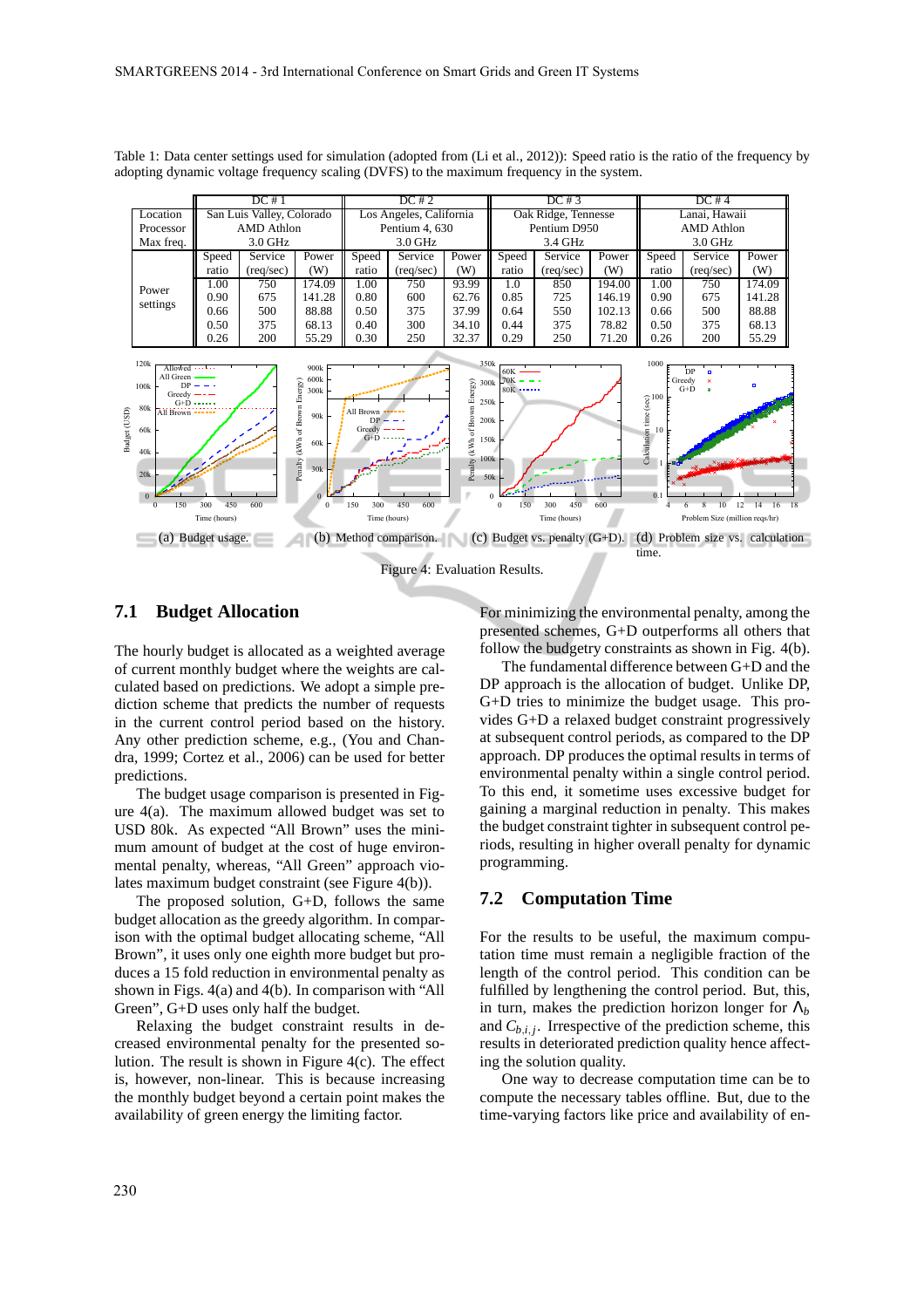Table 1: Data center settings used for simulation (adopted from (Li et al., 2012)): Speed ratio is the ratio of the frequency by adopting dynamic voltage frequency scaling (DVFS) to the maximum frequency in the system.

| | DC # 1 | | | DC # 2 | | | DC # 3 | | | DC # 4 | | |
|---|---|---|---|---|---|---|---|---|---|---|---|---|
| Location | San Luis Valley, Colorado | | | Los Angeles, California | | | Oak Ridge, Tennesse | | | Lanai, Hawaii | | |
| Processor | AMD Athlon | | | Pentium 4, 630 | | | Pentium D950 | | | AMD Athlon | | |
| Max freq. | 3.0 GHz | | | 3.0 GHz | | | 3.4 GHz | | | 3.0 GHz | | |
| | Speed ratio | Service (req/sec) | Power (W) | Speed ratio | Service (req/sec) | Power (W) | Speed ratio | Service (req/sec) | Power (W) | Speed ratio | Service (req/sec) | Power (W) |
| Power settings | 1.00 | 750 | 174.09 | 1.00 | 750 | 93.99 | 1.0 | 850 | 194.00 | 1.00 | 750 | 174.09 |
| | 0.90 | 675 | 141.28 | 0.80 | 600 | 62.76 | 0.85 | 725 | 146.19 | 0.90 | 675 | 141.28 |
| | 0.66 | 500 | 88.88 | 0.50 | 375 | 37.99 | 0.64 | 550 | 102.13 | 0.66 | 500 | 88.88 |
| | 0.50 | 375 | 68.13 | 0.40 | 300 | 34.10 | 0.44 | 375 | 78.82 | 0.50 | 375 | 68.13 |
| | 0.26 | 200 | 55.29 | 0.30 | 250 | 32.37 | 0.29 | 250 | 71.20 | 0.26 | 200 | 55.29 |

(a) Budget usage. (b) Method comparison. (c) Budget vs. penalty (G+D). (d) Problem size vs. calculation time.

Figure 4: Evaluation Results.

## 7.1 Budget Allocation

The hourly budget is allocated as a weighted average of current monthly budget where the weights are calculated based on predictions. We adopt a simple prediction scheme that predicts the number of requests in the current control period based on the history. Any other prediction scheme, e.g., (You and Chandra, 1999; Cortez et al., 2006) can be used for better predictions.

The budget usage comparison is presented in Figure 4(a). The maximum allowed budget was set to USD 80k. As expected "All Brown" uses the minimum amount of budget at the cost of huge environmental penalty, whereas, "All Green" approach violates maximum budget constraint (see Figure 4(b)).

The proposed solution, G+D, follows the same budget allocation as the greedy algorithm. In comparison with the optimal budget allocating scheme, "All Brown", it uses only one eighth more budget but produces a 15 fold reduction in environmental penalty as shown in Figs. 4(a) and 4(b). In comparison with "All Green", G+D uses only half the budget.

Relaxing the budget constraint results in decreased environmental penalty for the presented solution. The result is shown in Figure 4(c). The effect is, however, non-linear. This is because increasing the monthly budget beyond a certain point makes the availability of green energy the limiting factor.

For minimizing the environmental penalty, among the presented schemes, G+D outperforms all others that follow the budgetry constraints as shown in Fig. 4(b).

The fundamental difference between G+D and the DP approach is the allocation of budget. Unlike DP, G+D tries to minimize the budget usage. This provides G+D a relaxed budget constraint progressively at subsequent control periods, as compared to the DP approach. DP produces the optimal results in terms of environmental penalty within a single control period. To this end, it sometime uses excessive budget for gaining a marginal reduction in penalty. This makes the budget constraint tighter in subsequent control periods, resulting in higher overall penalty for dynamic programming.

## 7.2 Computation Time

For the results to be useful, the maximum computation time must remain a negligible fraction of the length of the control period. This condition can be fulfilled by lengthening the control period. But, this, in turn, makes the prediction horizon longer for $\Lambda_b$ and $C_{b,i,j}$. Irrespective of the prediction scheme, this results in deteriorated prediction quality hence affecting the solution quality.

One way to decrease computation time can be to compute the necessary tables offline. But, due to the time-varying factors like price and availability of en-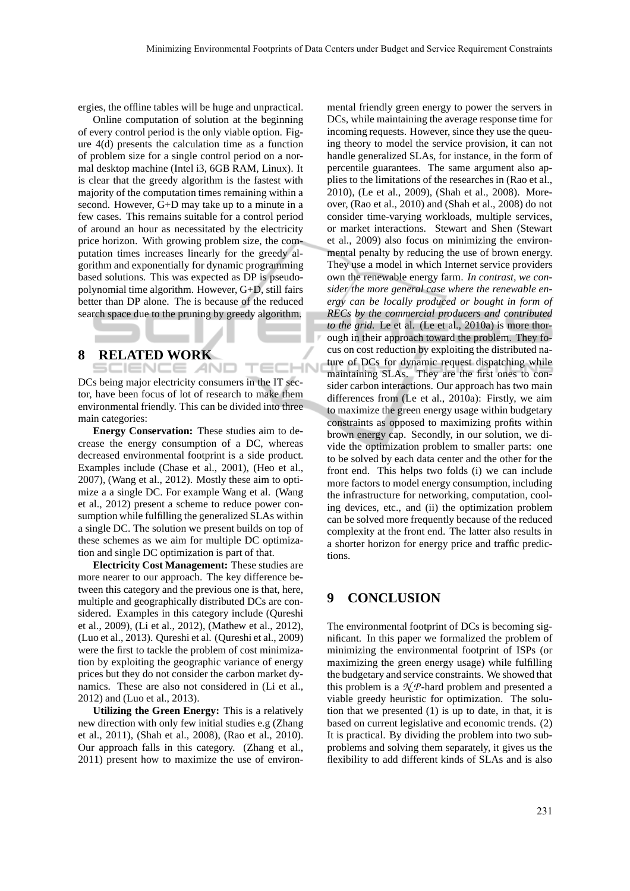ergies, the offline tables will be huge and unpractical.

Online computation of solution at the beginning of every control period is the only viable option. Figure 4(d) presents the calculation time as a function of problem size for a single control period on a normal desktop machine (Intel i3, 6GB RAM, Linux). It is clear that the greedy algorithm is the fastest with majority of the computation times remaining within a second. However, G+D may take up to a minute in a few cases. This remains suitable for a control period of around an hour as necessitated by the electricity price horizon. With growing problem size, the computation times increases linearly for the greedy algorithm and exponentially for dynamic programming based solutions. This was expected as DP is pseudo-polynomial time algorithm. However, G+D, still fairs better than DP alone. The is because of the reduced search space due to the pruning by greedy algorithm.

## 8 RELATED WORK

DCs being major electricity consumers in the IT sector, have been focus of lot of research to make them environmental friendly. This can be divided into three main categories:

**Energy Conservation:** These studies aim to decrease the energy consumption of a DC, whereas decreased environmental footprint is a side product. Examples include (Chase et al., 2001), (Heo et al., 2007), (Wang et al., 2012). Mostly these aim to optimize a a single DC. For example Wang et al. (Wang et al., 2012) present a scheme to reduce power consumption while fulfilling the generalized SLAs within a single DC. The solution we present builds on top of these schemes as we aim for multiple DC optimization and single DC optimization is part of that.

**Electricity Cost Management:** These studies are more nearer to our approach. The key difference between this category and the previous one is that, here, multiple and geographically distributed DCs are considered. Examples in this category include (Qureshi et al., 2009), (Li et al., 2012), (Mathew et al., 2012), (Luo et al., 2013). Qureshi et al. (Qureshi et al., 2009) were the first to tackle the problem of cost minimization by exploiting the geographic variance of energy prices but they do not consider the carbon market dynamics. These are also not considered in (Li et al., 2012) and (Luo et al., 2013).

**Utilizing the Green Energy:** This is a relatively new direction with only few initial studies e.g (Zhang et al., 2011), (Shah et al., 2008), (Rao et al., 2010). Our approach falls in this category. (Zhang et al., 2011) present how to maximize the use of environmental friendly green energy to power the servers in DCs, while maintaining the average response time for incoming requests. However, since they use the queuing theory to model the service provision, it can not handle generalized SLAs, for instance, in the form of percentile guarantees. The same argument also applies to the limitations of the researches in (Rao et al., 2010), (Le et al., 2009), (Shah et al., 2008). Moreover, (Rao et al., 2010) and (Shah et al., 2008) do not consider time-varying workloads, multiple services, or market interactions. Stewart and Shen (Stewart et al., 2009) also focus on minimizing the environmental penalty by reducing the use of brown energy. They use a model in which Internet service providers own the renewable energy farm. *In contrast, we consider the more general case where the renewable energy can be locally produced or bought in form of RECs by the commercial producers and contributed to the grid.* Le et al. (Le et al., 2010a) is more thorough in their approach toward the problem. They focus on cost reduction by exploiting the distributed nature of DCs for dynamic request dispatching while maintaining SLAs. They are the first ones to consider carbon interactions. Our approach has two main differences from (Le et al., 2010a): Firstly, we aim to maximize the green energy usage within budgetary constraints as opposed to maximizing profits within brown energy cap. Secondly, in our solution, we divide the optimization problem to smaller parts: one to be solved by each data center and the other for the front end. This helps two folds (i) we can include more factors to model energy consumption, including the infrastructure for networking, computation, cooling devices, etc., and (ii) the optimization problem can be solved more frequently because of the reduced complexity at the front end. The latter also results in a shorter horizon for energy price and traffic predictions.

## 9 CONCLUSION

The environmental footprint of DCs is becoming significant. In this paper we formalized the problem of minimizing the environmental footprint of ISPs (or maximizing the green energy usage) while fulfilling the budgetary and service constraints. We showed that this problem is a $\mathcal{NP}$-hard problem and presented a viable greedy heuristic for optimization. The solution that we presented (1) is up to date, in that, it is based on current legislative and economic trends. (2) It is practical. By dividing the problem into two subproblems and solving them separately, it gives us the flexibility to add different kinds of SLAs and is also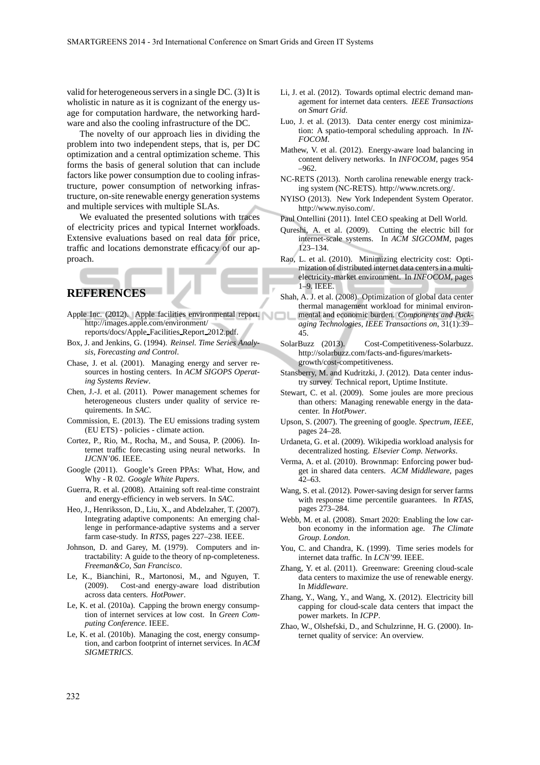valid for heterogeneous servers in a single DC. (3) It is wholistic in nature as it is cognizant of the energy usage for computation hardware, the networking hardware and also the cooling infrastructure of the DC.

The novelty of our approach lies in dividing the problem into two independent steps, that is, per DC optimization and a central optimization scheme. This forms the basis of general solution that can include factors like power consumption due to cooling infrastructure, power consumption of networking infrastructure, on-site renewable energy generation systems and multiple services with multiple SLAs.

We evaluated the presented solutions with traces of electricity prices and typical Internet workloads. Extensive evaluations based on real data for price, traffic and locations demonstrate efficacy of our approach.

## REFERENCES

Apple Inc. (2012). Apple facilities environmental report. http://images.apple.com/environment/reports/docs/Apple_Facilities_Report_2012.pdf.

Box, J. and Jenkins, G. (1994). *Reinsel. Time Series Analysis, Forecasting and Control*.

Chase, J. et al. (2001). Managing energy and server resources in hosting centers. In *ACM SIGOPS Operating Systems Review*.

Chen, J.-J. et al. (2011). Power management schemes for heterogeneous clusters under quality of service requirements. In *SAC*.

Commission, E. (2013). The EU emissions trading system (EU ETS) - policies - climate action.

Cortez, P., Rio, M., Rocha, M., and Sousa, P. (2006). Internet traffic forecasting using neural networks. In *IJCNN'06*. IEEE.

Google (2011). Google's Green PPAs: What, How, and Why - R 02. *Google White Papers*.

Guerra, R. et al. (2008). Attaining soft real-time constraint and energy-efficiency in web servers. In *SAC*.

Heo, J., Henriksson, D., Liu, X., and Abdelzaher, T. (2007). Integrating adaptive components: An emerging challenge in performance-adaptive systems and a server farm case-study. In *RTSS*, pages 227–238. IEEE.

Johnson, D. and Garey, M. (1979). Computers and intractability: A guide to the theory of np-completeness. *Freeman&Co, San Francisco*.

Le, K., Bianchini, R., Martonosi, M., and Nguyen, T. (2009). Cost-and energy-aware load distribution across data centers. *HotPower*.

Le, K. et al. (2010a). Capping the brown energy consumption of internet services at low cost. In *Green Computing Conference*. IEEE.

Le, K. et al. (2010b). Managing the cost, energy consumption, and carbon footprint of internet services. In *ACM SIGMETRICS*.

Li, J. et al. (2012). Towards optimal electric demand management for internet data centers. *IEEE Transactions on Smart Grid*.

Luo, J. et al. (2013). Data center energy cost minimization: A spatio-temporal scheduling approach. In *INFOCOM*.

Mathew, V. et al. (2012). Energy-aware load balancing in content delivery networks. In *INFOCOM*, pages 954–962.

NC-RETS (2013). North carolina renewable energy tracking system (NC-RETS). http://www.ncrets.org/.

NYISO (2013). New York Independent System Operator. http://www.nyiso.com/.

Paul Ontellini (2011). Intel CEO speaking at Dell World.

Qureshi, A. et al. (2009). Cutting the electric bill for internet-scale systems. In *ACM SIGCOMM*, pages 123–134.

Rao, L. et al. (2010). Minimizing electricity cost: Optimization of distributed internet data centers in a multi-electricity-market environment. In *INFOCOM*, pages 1–9. IEEE.

Shah, A. J. et al. (2008). Optimization of global data center thermal management workload for minimal environmental and economic burden. *Components and Packaging Technologies, IEEE Transactions on*, 31(1):39–45.

SolarBuzz (2013). Cost-Competitiveness-Solarbuzz. http://solarbuzz.com/facts-and-figures/markets-growth/cost-competitiveness.

Stansberry, M. and Kudritzki, J. (2012). Data center industry survey. Technical report, Uptime Institute.

Stewart, C. et al. (2009). Some joules are more precious than others: Managing renewable energy in the datacenter. In *HotPower*.

Upson, S. (2007). The greening of google. *Spectrum, IEEE*, pages 24–28.

Urdaneta, G. et al. (2009). Wikipedia workload analysis for decentralized hosting. *Elsevier Comp. Networks*.

Verma, A. et al. (2010). Brownmap: Enforcing power budget in shared data centers. *ACM Middleware*, pages 42–63.

Wang, S. et al. (2012). Power-saving design for server farms with response time percentile guarantees. In *RTAS*, pages 273–284.

Webb, M. et al. (2008). Smart 2020: Enabling the low carbon economy in the information age. *The Climate Group. London*.

You, C. and Chandra, K. (1999). Time series models for internet data traffic. In *LCN'99*. IEEE.

Zhang, Y. et al. (2011). Greenware: Greening cloud-scale data centers to maximize the use of renewable energy. In *Middleware*.

Zhang, Y., Wang, Y., and Wang, X. (2012). Electricity bill capping for cloud-scale data centers that impact the power markets. In *ICPP*.

Zhao, W., Olshefski, D., and Schulzrinne, H. G. (2000). Internet quality of service: An overview.